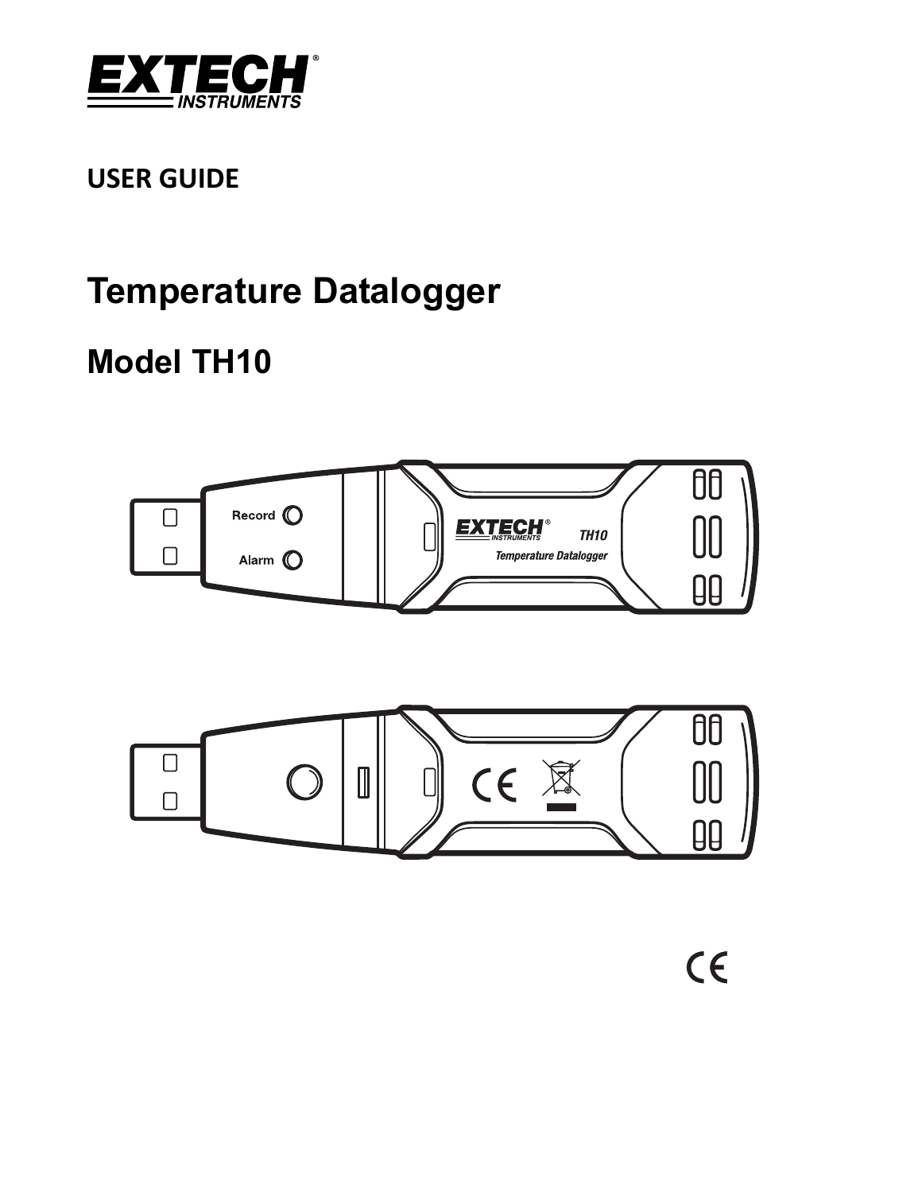EXTECH INSTRUMENTS

USER GUIDE

# Temperature Datalogger

## Model TH10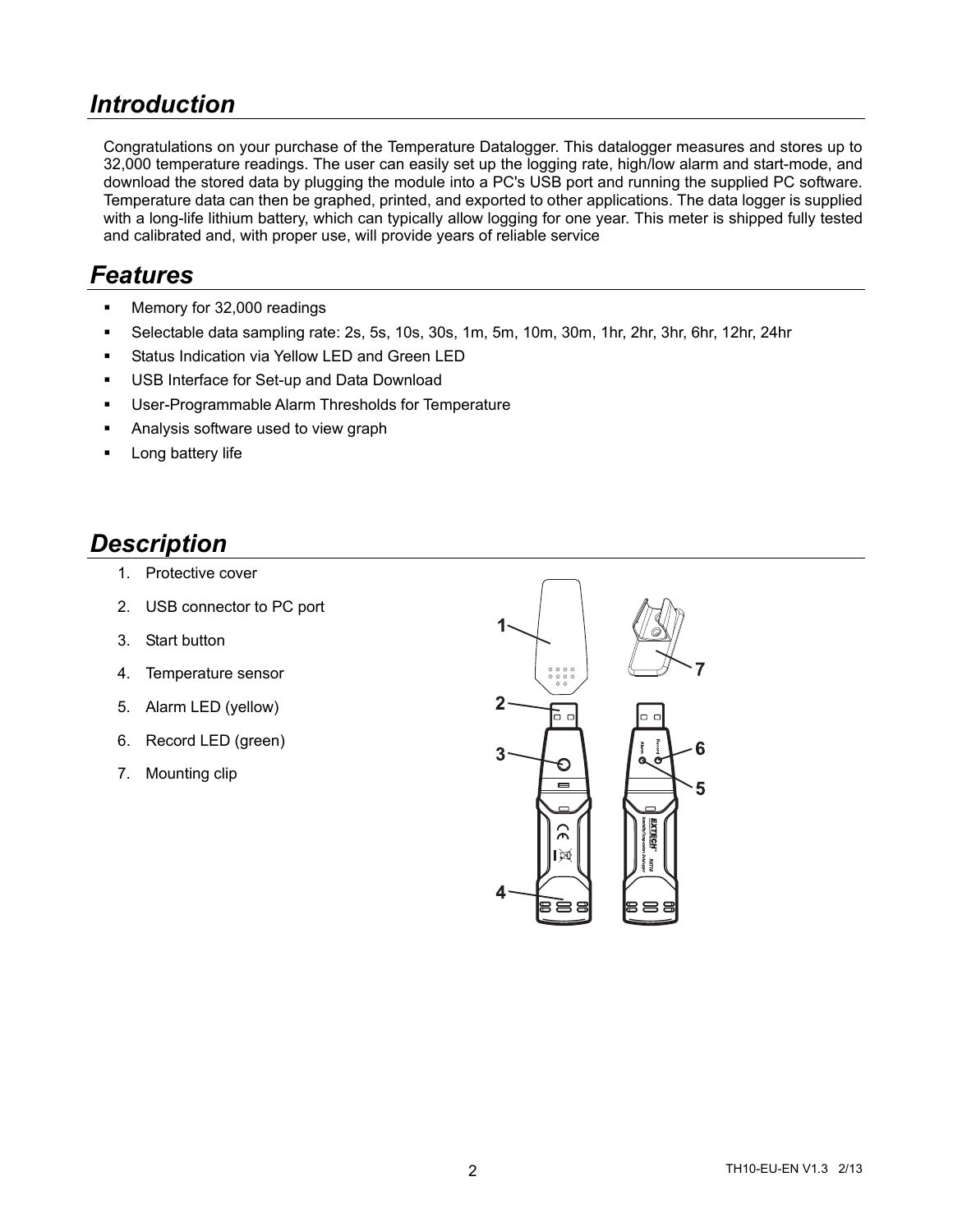# *Introduction*

Congratulations on your purchase of the Temperature Datalogger. This datalogger measures and stores up to 32,000 temperature readings. The user can easily set up the logging rate, high/low alarm and start-mode, and download the stored data by plugging the module into a PC's USB port and running the supplied PC software. Temperature data can then be graphed, printed, and exported to other applications. The data logger is supplied with a long-life lithium battery, which can typically allow logging for one year. This meter is shipped fully tested and calibrated and, with proper use, will provide years of reliable service

# *Features*

- Memory for 32,000 readings
- Selectable data sampling rate: 2s, 5s, 10s, 30s, 1m, 5m, 10m, 30m, 1hr, 2hr, 3hr, 6hr, 12hr, 24hr
- Status Indication via Yellow LED and Green LED
- USB Interface for Set-up and Data Download
- User-Programmable Alarm Thresholds for Temperature
- Analysis software used to view graph
- Long battery life

# *Description*

1. Protective cover
2. USB connector to PC port
3. Start button
4. Temperature sensor
5. Alarm LED (yellow)
6. Record LED (green)
7. Mounting clip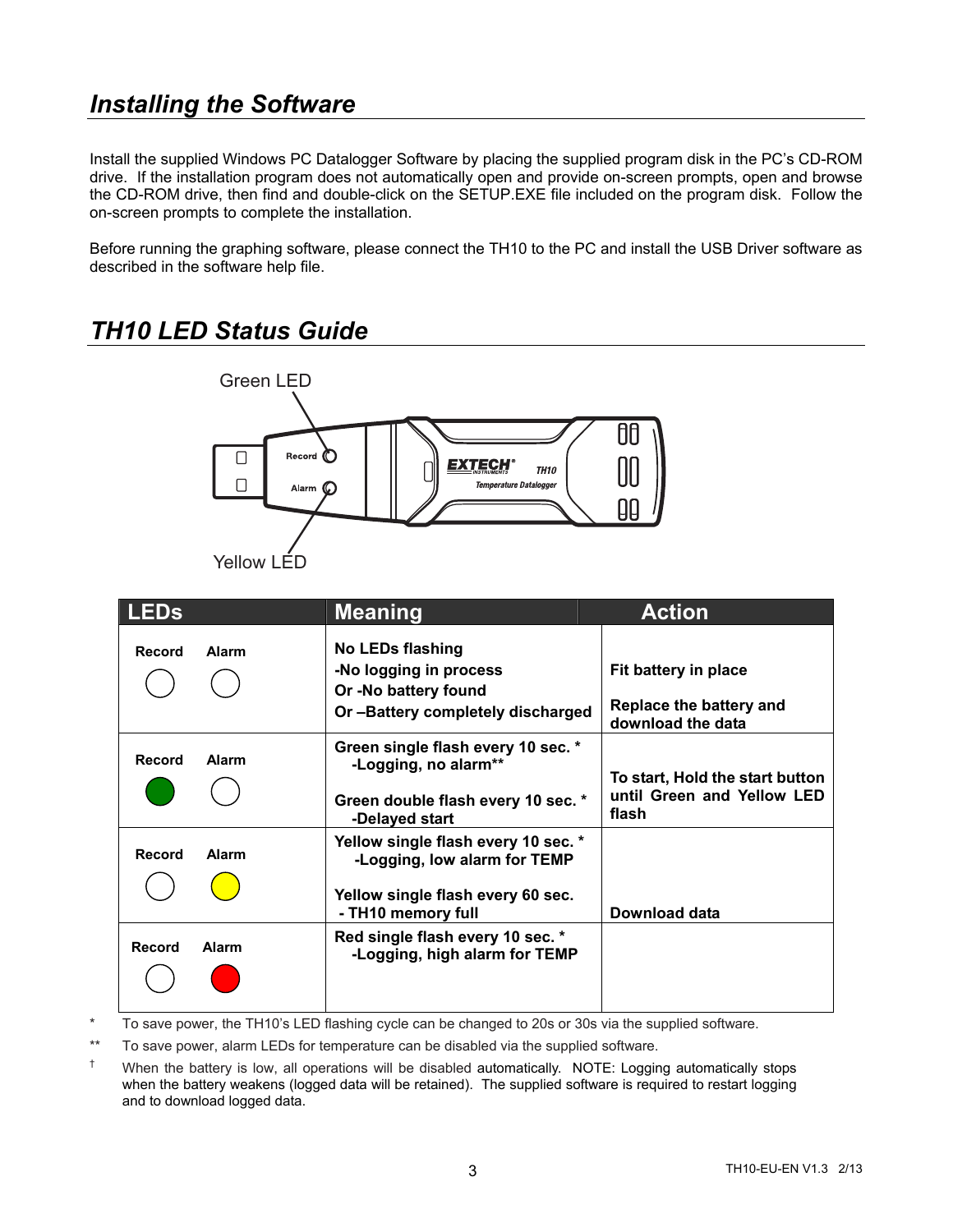## *Installing the Software*

Install the supplied Windows PC Datalogger Software by placing the supplied program disk in the PC's CD-ROM drive. If the installation program does not automatically open and provide on-screen prompts, open and browse the CD-ROM drive, then find and double-click on the SETUP.EXE file included on the program disk. Follow the on-screen prompts to complete the installation.

Before running the graphing software, please connect the TH10 to the PC and install the USB Driver software as described in the software help file.

## *TH10 LED Status Guide*

Green LED

Yellow LED

| LEDs | Meaning | Action |
|---|---|---|
| Record (off) Alarm (off) | **No LEDs flashing**<br>**-No logging in process**<br>**Or -No battery found**<br>**Or –Battery completely discharged** | **Fit battery in place**<br><br>**Replace the battery and download the data** |
| Record (green) Alarm (off) | **Green single flash every 10 sec. ***<br>**-Logging, no alarm****<br><br>**Green double flash every 10 sec. ***<br>**-Delayed start** | **To start, Hold the start button until Green and Yellow LED flash** |
| Record (off) Alarm (yellow) | **Yellow single flash every 10 sec. ***<br>**-Logging, low alarm for TEMP**<br><br>**Yellow single flash every 60 sec.**<br>**- TH10 memory full** | **Download data** |
| Record (off) Alarm (red) | **Red single flash every 10 sec. ***<br>**-Logging, high alarm for TEMP** | |

\* To save power, the TH10's LED flashing cycle can be changed to 20s or 30s via the supplied software.

** To save power, alarm LEDs for temperature can be disabled via the supplied software.

† When the battery is low, all operations will be disabled automatically. NOTE: Logging automatically stops when the battery weakens (logged data will be retained). The supplied software is required to restart logging and to download logged data.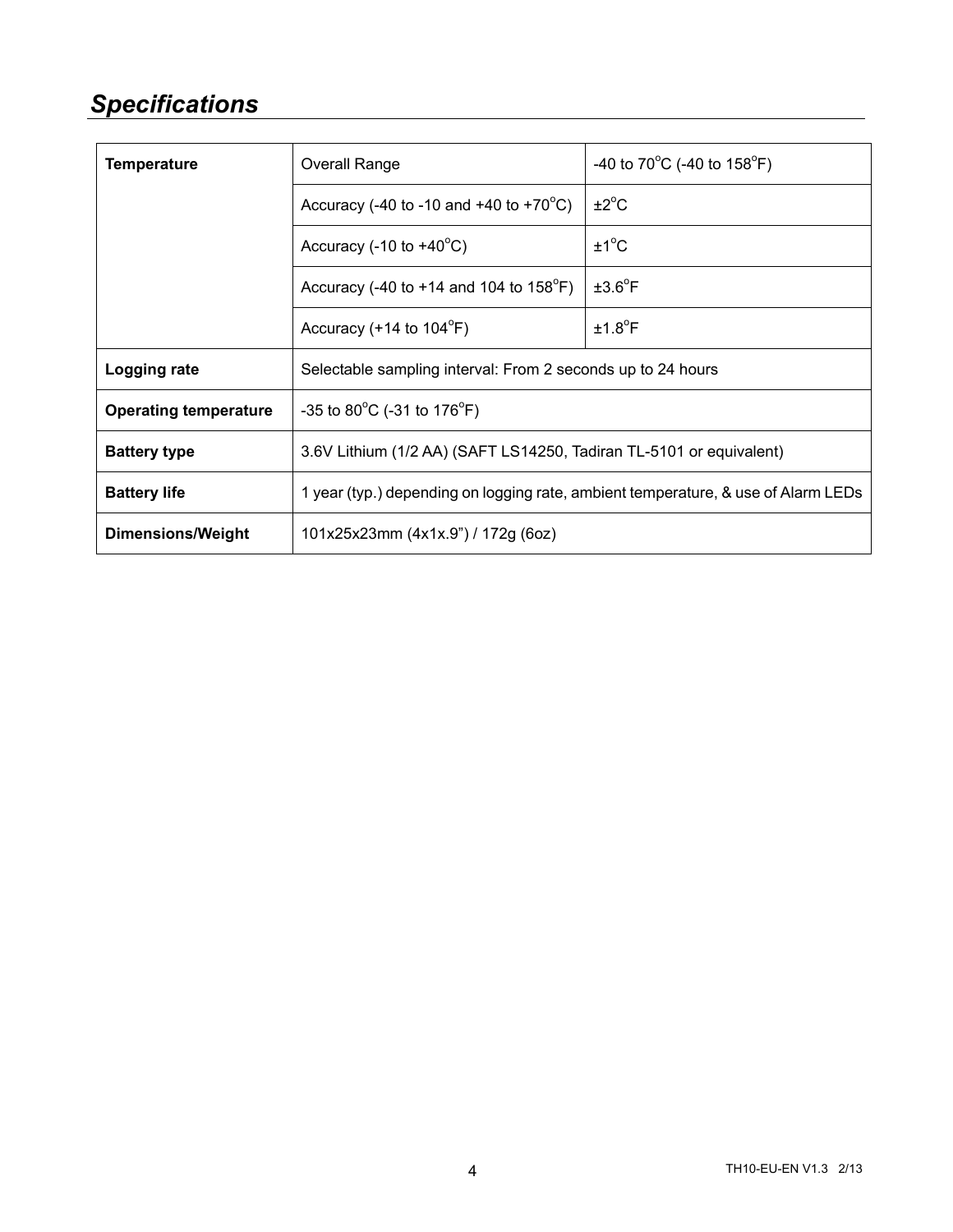## *Specifications*

| | | |
|---|---|---|
| **Temperature** | Overall Range | -40 to 70°C (-40 to 158°F) |
| | Accuracy (-40 to -10 and +40 to +70°C) | ±2°C |
| | Accuracy (-10 to +40°C) | ±1°C |
| | Accuracy (-40 to +14 and 104 to 158°F) | ±3.6°F |
| | Accuracy (+14 to 104°F) | ±1.8°F |
| **Logging rate** | Selectable sampling interval: From 2 seconds up to 24 hours | |
| **Operating temperature** | -35 to 80°C (-31 to 176°F) | |
| **Battery type** | 3.6V Lithium (1/2 AA) (SAFT LS14250, Tadiran TL-5101 or equivalent) | |
| **Battery life** | 1 year (typ.) depending on logging rate, ambient temperature, & use of Alarm LEDs | |
| **Dimensions/Weight** | 101x25x23mm (4x1x.9") / 172g (6oz) | |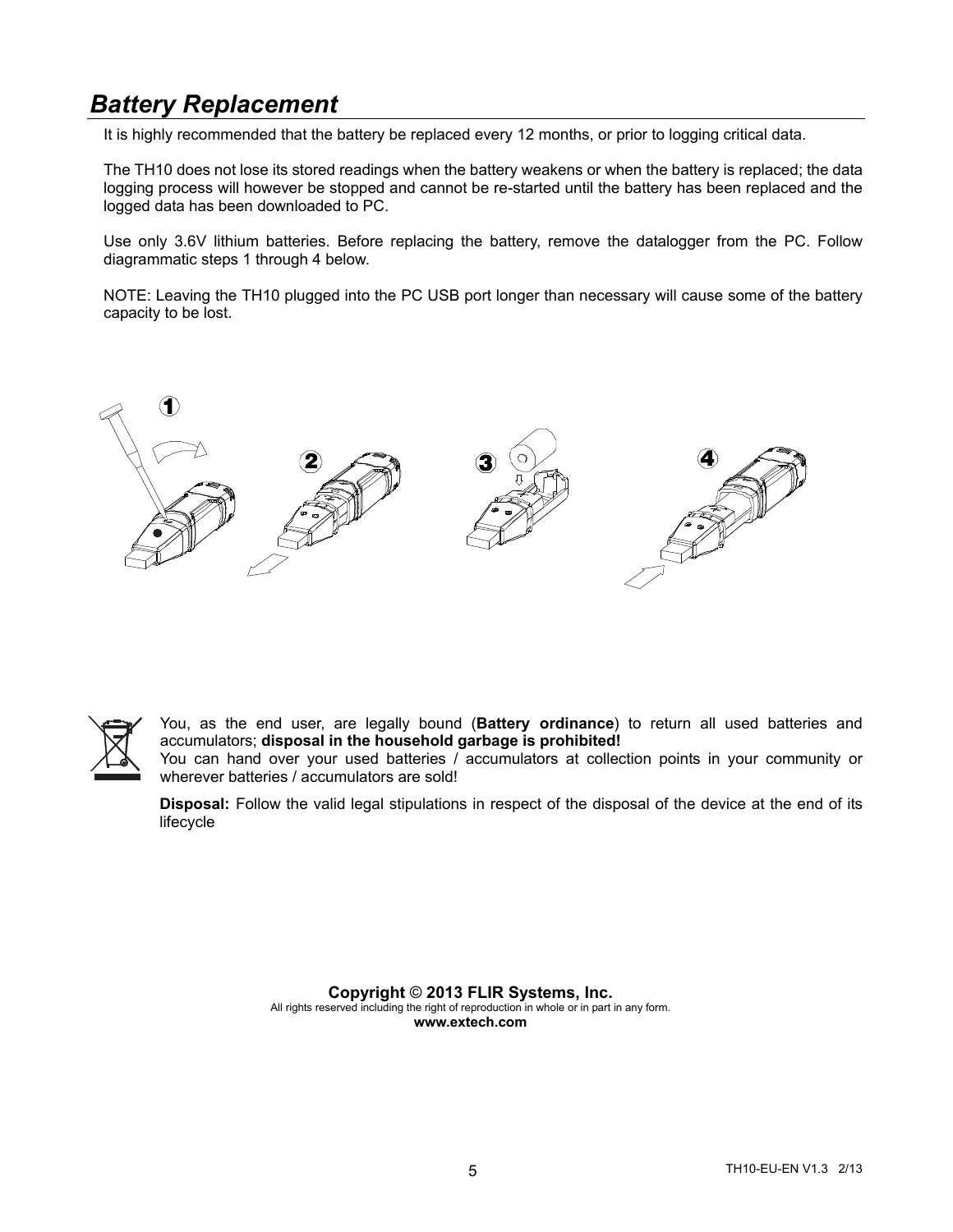## *Battery Replacement*

It is highly recommended that the battery be replaced every 12 months, or prior to logging critical data.

The TH10 does not lose its stored readings when the battery weakens or when the battery is replaced; the data logging process will however be stopped and cannot be re-started until the battery has been replaced and the logged data has been downloaded to PC.

Use only 3.6V lithium batteries. Before replacing the battery, remove the datalogger from the PC. Follow diagrammatic steps 1 through 4 below.

NOTE: Leaving the TH10 plugged into the PC USB port longer than necessary will cause some of the battery capacity to be lost.

1

2

3

4

You, as the end user, are legally bound (**Battery ordinance**) to return all used batteries and accumulators; **disposal in the household garbage is prohibited!**
You can hand over your used batteries / accumulators at collection points in your community or wherever batteries / accumulators are sold!

**Disposal:** Follow the valid legal stipulations in respect of the disposal of the device at the end of its lifecycle

**Copyright © 2013 FLIR Systems, Inc.**
All rights reserved including the right of reproduction in whole or in part in any form.
**www.extech.com**